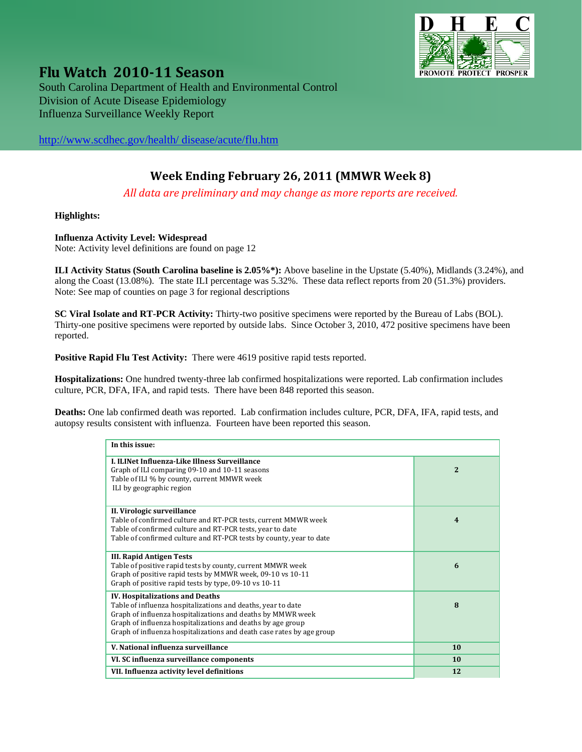# Flu Watch 2010-11 Season

South Carolina Department of Health and Environmental Control
Division of Acute Disease Epidemiology
Influenza Surveillance Weekly Report

http://www.scdhec.gov/health/ disease/acute/flu.htm

## Week Ending February 26, 2011 (MMWR Week 8)

*All data are preliminary and may change as more reports are received.*

**Highlights:**

**Influenza Activity Level: Widespread**
Note: Activity level definitions are found on page 12

**ILI Activity Status (South Carolina baseline is 2.05%*):** Above baseline in the Upstate (5.40%), Midlands (3.24%), and along the Coast (13.08%). The state ILI percentage was 5.32%. These data reflect reports from 20 (51.3%) providers.
Note: See map of counties on page 3 for regional descriptions

**SC Viral Isolate and RT-PCR Activity:** Thirty-two positive specimens were reported by the Bureau of Labs (BOL). Thirty-one positive specimens were reported by outside labs. Since October 3, 2010, 472 positive specimens have been reported.

**Positive Rapid Flu Test Activity:** There were 4619 positive rapid tests reported.

**Hospitalizations:** One hundred twenty-three lab confirmed hospitalizations were reported. Lab confirmation includes culture, PCR, DFA, IFA, and rapid tests. There have been 848 reported this season.

**Deaths:** One lab confirmed death was reported. Lab confirmation includes culture, PCR, DFA, IFA, rapid tests, and autopsy results consistent with influenza. Fourteen have been reported this season.

| In this issue: | |
|---|---|
| **I. ILINet Influenza-Like Illness Surveillance**<br>Graph of ILI comparing 09-10 and 10-11 seasons<br>Table of ILI % by county, current MMWR week<br>ILI by geographic region | **2** |
| **II. Virologic surveillance**<br>Table of confirmed culture and RT-PCR tests, current MMWR week<br>Table of confirmed culture and RT-PCR tests, year to date<br>Table of confirmed culture and RT-PCR tests by county, year to date | **4** |
| **III. Rapid Antigen Tests**<br>Table of positive rapid tests by county, current MMWR week<br>Graph of positive rapid tests by MMWR week, 09-10 vs 10-11<br>Graph of positive rapid tests by type, 09-10 vs 10-11 | **6** |
| **IV. Hospitalizations and Deaths**<br>Table of influenza hospitalizations and deaths, year to date<br>Graph of influenza hospitalizations and deaths by MMWR week<br>Graph of influenza hospitalizations and deaths by age group<br>Graph of influenza hospitalizations and death case rates by age group | **8** |
| **V. National influenza surveillance** | **10** |
| **VI. SC influenza surveillance components** | **10** |
| **VII. Influenza activity level definitions** | **12** |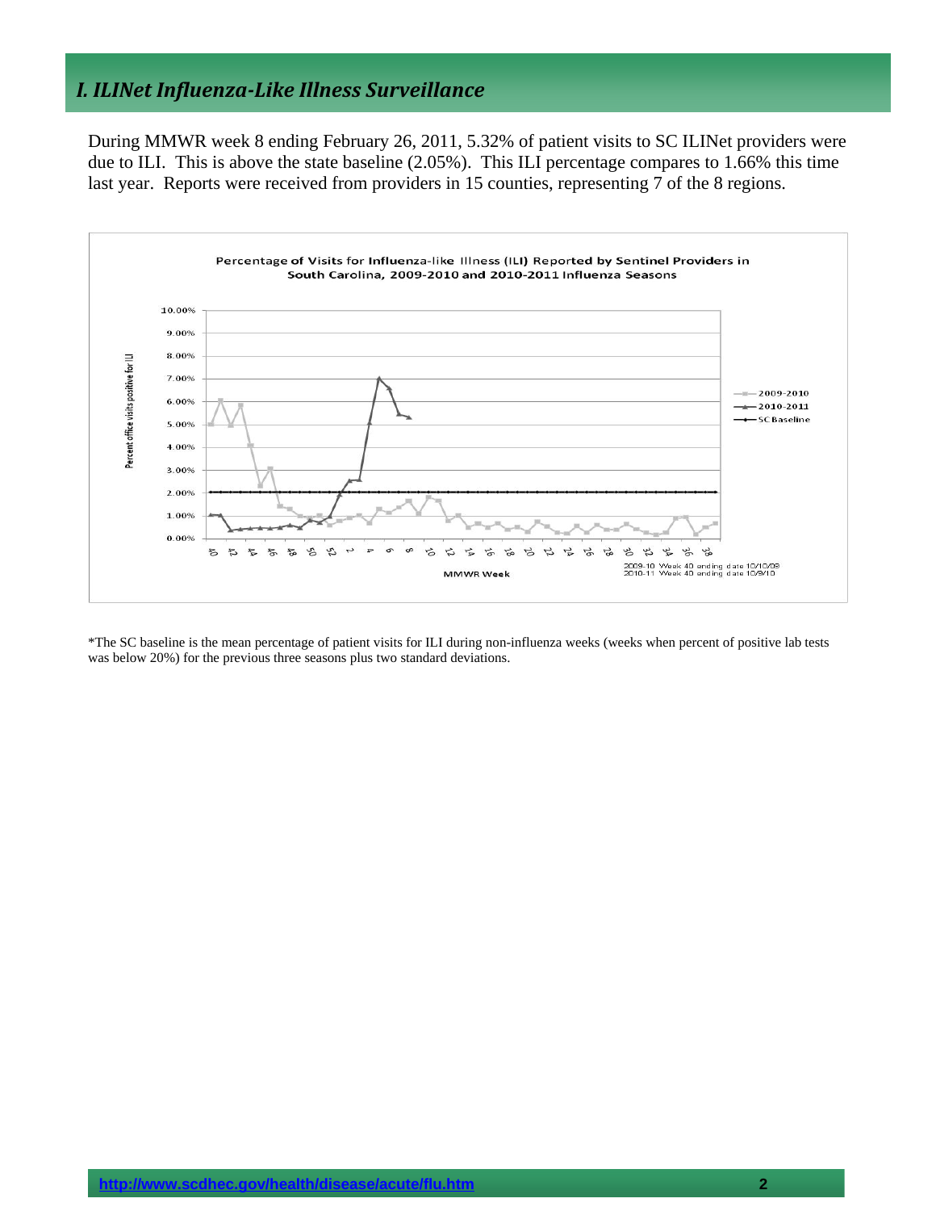## *I. ILINet Influenza-Like Illness Surveillance*

During MMWR week 8 ending February 26, 2011, 5.32% of patient visits to SC ILINet providers were due to ILI. This is above the state baseline (2.05%). This ILI percentage compares to 1.66% this time last year. Reports were received from providers in 15 counties, representing 7 of the 8 regions.

Percentage of Visits for Influenza-like Illness (ILI) Reported by Sentinel Providers in South Carolina, 2009-2010 and 2010-2011 Influenza Seasons

2009-10 Week 40 ending date 10/10/09
2010-11 Week 40 ending date 10/9/10

*The SC baseline is the mean percentage of patient visits for ILI during non-influenza weeks (weeks when percent of positive lab tests was below 20%) for the previous three seasons plus two standard deviations.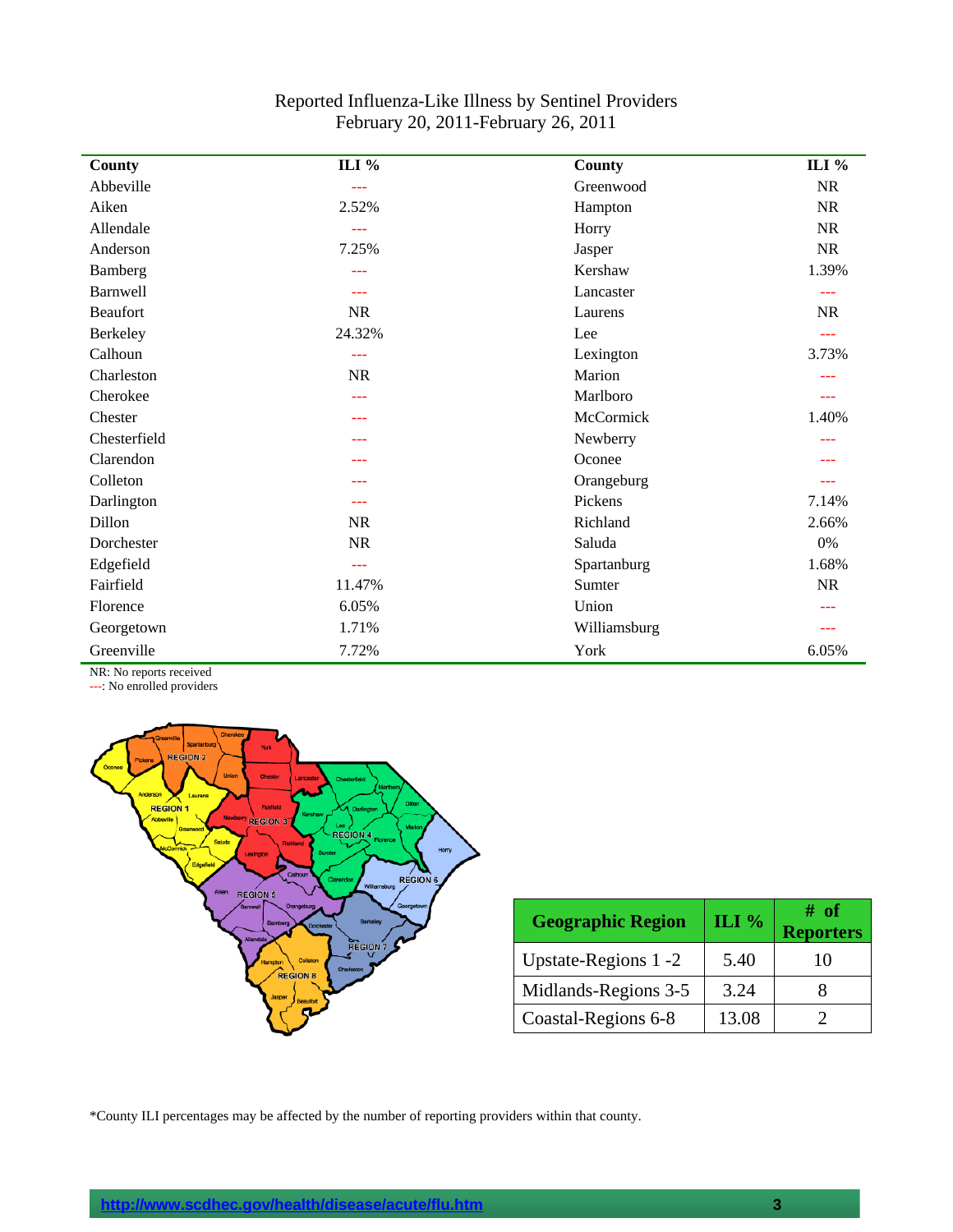## Reported Influenza-Like Illness by Sentinel Providers
### February 20, 2011-February 26, 2011

| County | ILI % | County | ILI % |
|---|---|---|---|
| Abbeville | --- | Greenwood | NR |
| Aiken | 2.52% | Hampton | NR |
| Allendale | --- | Horry | NR |
| Anderson | 7.25% | Jasper | NR |
| Bamberg | --- | Kershaw | 1.39% |
| Barnwell | --- | Lancaster | --- |
| Beaufort | NR | Laurens | NR |
| Berkeley | 24.32% | Lee | --- |
| Calhoun | --- | Lexington | 3.73% |
| Charleston | NR | Marion | --- |
| Cherokee | --- | Marlboro | --- |
| Chester | --- | McCormick | 1.40% |
| Chesterfield | --- | Newberry | --- |
| Clarendon | --- | Oconee | --- |
| Colleton | --- | Orangeburg | --- |
| Darlington | --- | Pickens | 7.14% |
| Dillon | NR | Richland | 2.66% |
| Dorchester | NR | Saluda | 0% |
| Edgefield | --- | Spartanburg | 1.68% |
| Fairfield | 11.47% | Sumter | NR |
| Florence | 6.05% | Union | --- |
| Georgetown | 1.71% | Williamsburg | --- |
| Greenville | 7.72% | York | 6.05% |

NR: No reports received
---: No enrolled providers

| Geographic Region | ILI % | # of Reporters |
|---|---|---|
| Upstate-Regions 1 -2 | 5.40 | 10 |
| Midlands-Regions 3-5 | 3.24 | 8 |
| Coastal-Regions 6-8 | 13.08 | 2 |

*County ILI percentages may be affected by the number of reporting providers within that county.

http://www.scdhec.gov/health/disease/acute/flu.htm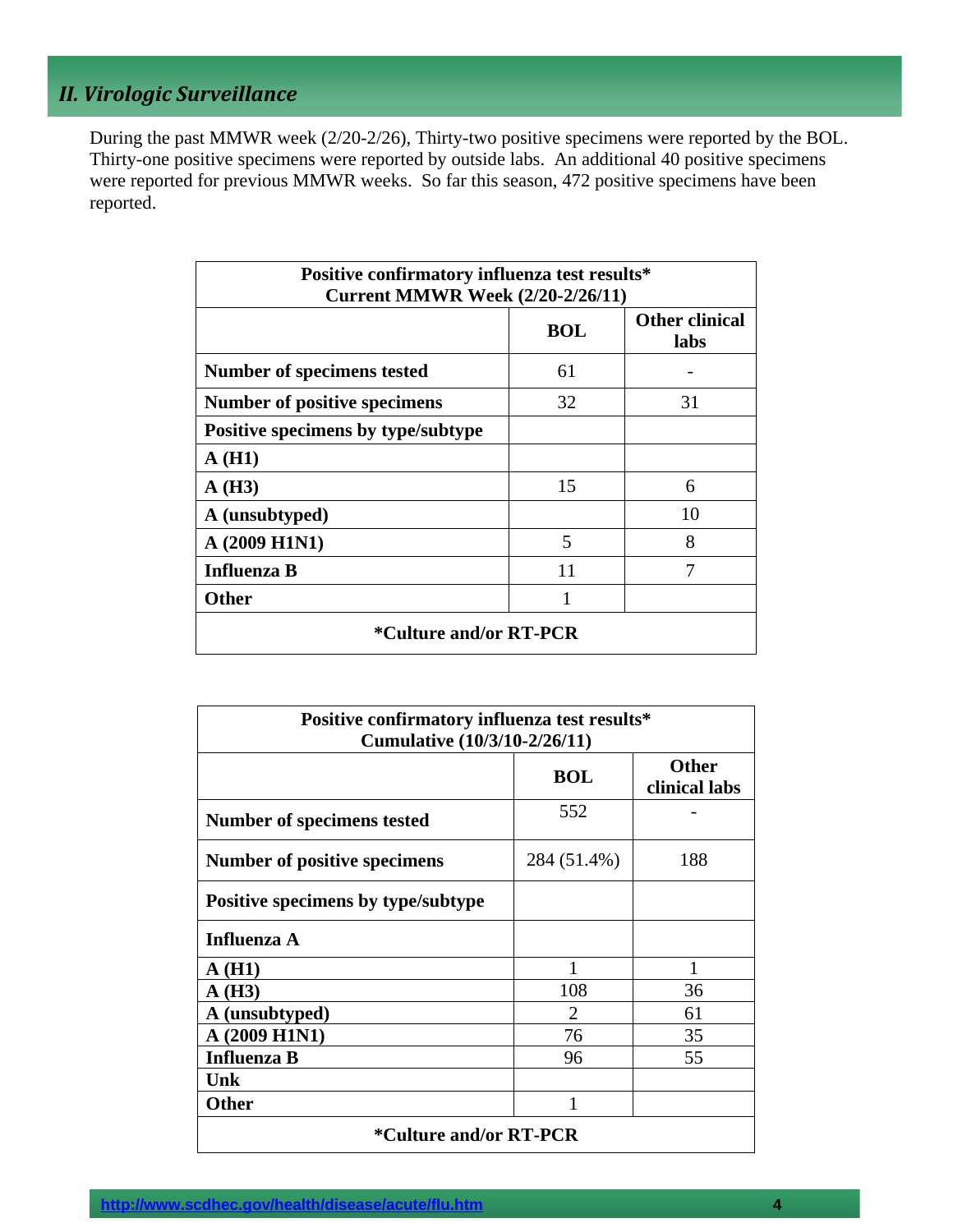## *II. Virologic Surveillance*

During the past MMWR week (2/20-2/26), Thirty-two positive specimens were reported by the BOL. Thirty-one positive specimens were reported by outside labs. An additional 40 positive specimens were reported for previous MMWR weeks. So far this season, 472 positive specimens have been reported.

| **Positive confirmatory influenza test results\*<br>Current MMWR Week (2/20-2/26/11)** | | |
|---|---|---|
| | **BOL** | **Other clinical labs** |
| **Number of specimens tested** | 61 | - |
| **Number of positive specimens** | 32 | 31 |
| **Positive specimens by type/subtype** | | |
| **A (H1)** | | |
| **A (H3)** | 15 | 6 |
| **A (unsubtyped)** | | 10 |
| **A (2009 H1N1)** | 5 | 8 |
| **Influenza B** | 11 | 7 |
| **Other** | 1 | |
| **\*Culture and/or RT-PCR** | | |

| **Positive confirmatory influenza test results\*<br>Cumulative (10/3/10-2/26/11)** | | |
|---|---|---|
| | **BOL** | **Other clinical labs** |
| **Number of specimens tested** | 552 | - |
| **Number of positive specimens** | 284 (51.4%) | 188 |
| **Positive specimens by type/subtype** | | |
| **Influenza A** | | |
| **A (H1)** | 1 | 1 |
| **A (H3)** | 108 | 36 |
| **A (unsubtyped)** | 2 | 61 |
| **A (2009 H1N1)** | 76 | 35 |
| **Influenza B** | 96 | 55 |
| **Unk** | | |
| **Other** | 1 | |
| **\*Culture and/or RT-PCR** | | |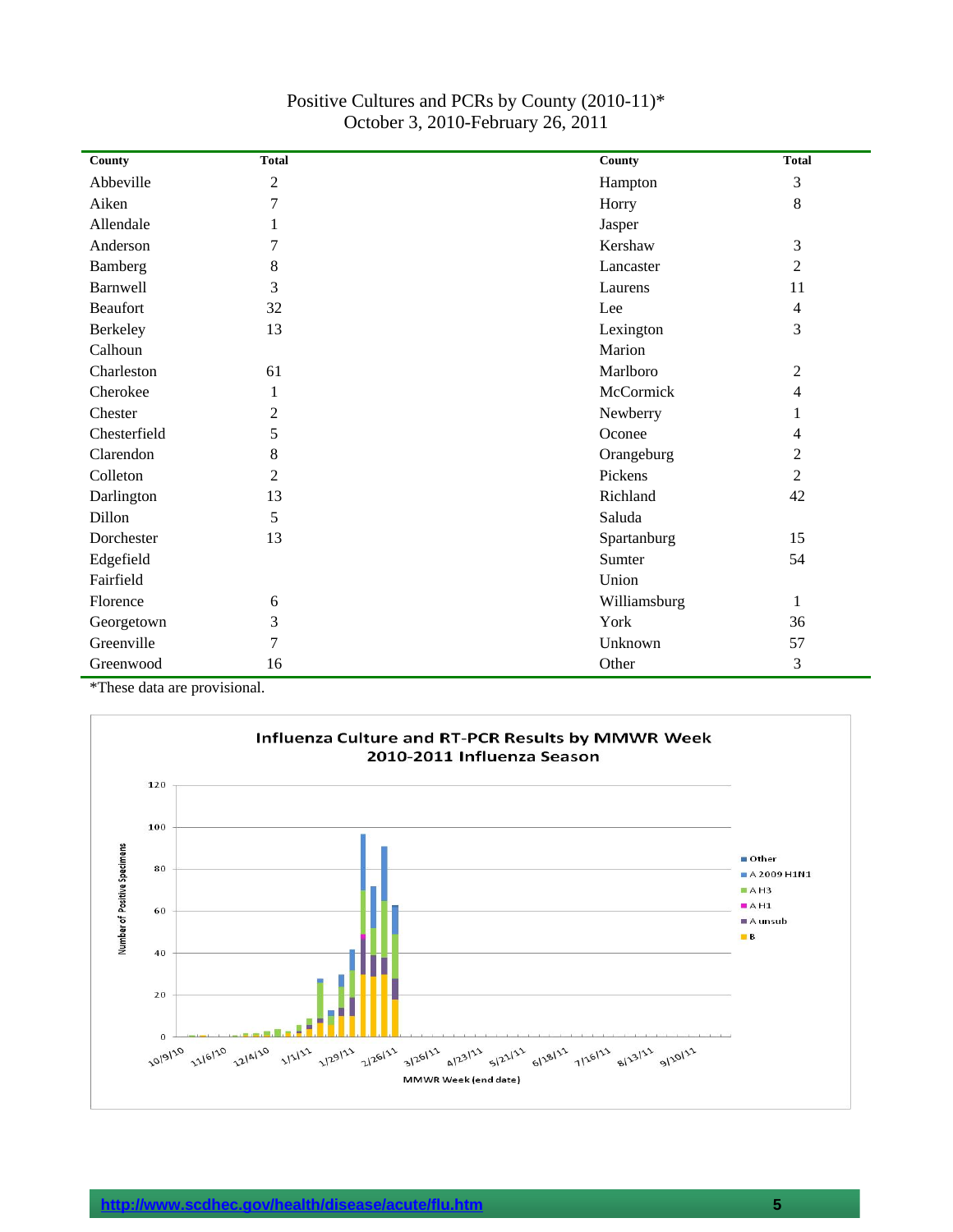Positive Cultures and PCRs by County (2010-11)*
October 3, 2010-February 26, 2011

| County | Total | County | Total |
|---|---|---|---|
| Abbeville | 2 | Hampton | 3 |
| Aiken | 7 | Horry | 8 |
| Allendale | 1 | Jasper | |
| Anderson | 7 | Kershaw | 3 |
| Bamberg | 8 | Lancaster | 2 |
| Barnwell | 3 | Laurens | 11 |
| Beaufort | 32 | Lee | 4 |
| Berkeley | 13 | Lexington | 3 |
| Calhoun | | Marion | |
| Charleston | 61 | Marlboro | 2 |
| Cherokee | 1 | McCormick | 4 |
| Chester | 2 | Newberry | 1 |
| Chesterfield | 5 | Oconee | 4 |
| Clarendon | 8 | Orangeburg | 2 |
| Colleton | 2 | Pickens | 2 |
| Darlington | 13 | Richland | 42 |
| Dillon | 5 | Saluda | |
| Dorchester | 13 | Spartanburg | 15 |
| Edgefield | | Sumter | 54 |
| Fairfield | | Union | |
| Florence | 6 | Williamsburg | 1 |
| Georgetown | 3 | York | 36 |
| Greenville | 7 | Unknown | 57 |
| Greenwood | 16 | Other | 3 |

*These data are provisional.

**Influenza Culture and RT-PCR Results by MMWR Week**
**2010-2011 Influenza Season**

Y-axis: Number of Positive Specimens (0–120)
X-axis: MMWR Week (end date): 10/9/10, 11/6/10, 12/4/10, 1/1/11, 1/29/11, 2/26/11, 3/26/11, 4/23/11, 5/21/11, 6/18/11, 7/16/11, 8/13/11, 9/10/11
Legend: Other, A 2009 H1N1, A H3, A H1, A unsub, B

http://www.scdhec.gov/health/disease/acute/flu.htm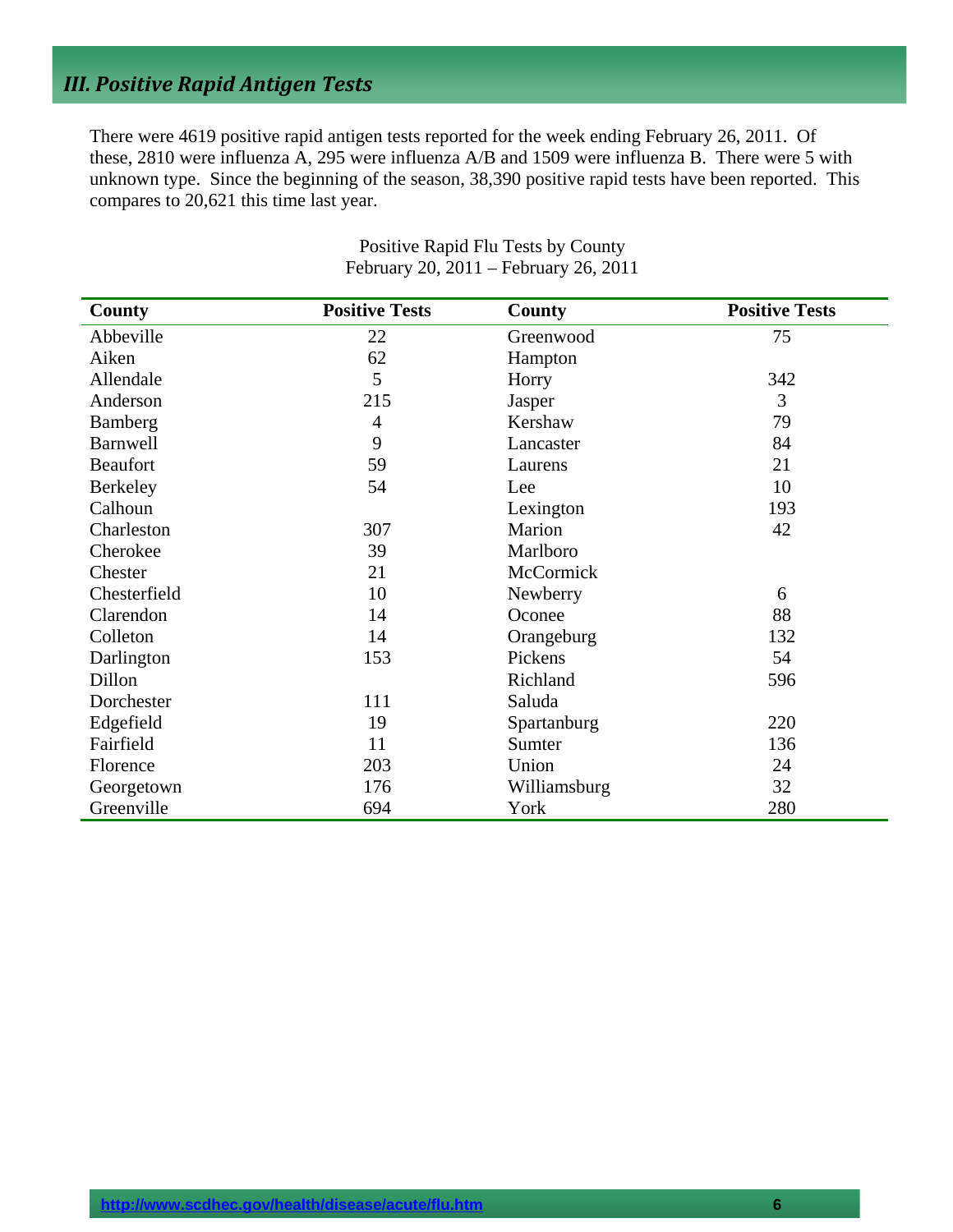## *III. Positive Rapid Antigen Tests*

There were 4619 positive rapid antigen tests reported for the week ending February 26, 2011. Of these, 2810 were influenza A, 295 were influenza A/B and 1509 were influenza B. There were 5 with unknown type. Since the beginning of the season, 38,390 positive rapid tests have been reported. This compares to 20,621 this time last year.

Positive Rapid Flu Tests by County
February 20, 2011 – February 26, 2011

| County | Positive Tests | County | Positive Tests |
|---|---|---|---|
| Abbeville | 22 | Greenwood | 75 |
| Aiken | 62 | Hampton | |
| Allendale | 5 | Horry | 342 |
| Anderson | 215 | Jasper | 3 |
| Bamberg | 4 | Kershaw | 79 |
| Barnwell | 9 | Lancaster | 84 |
| Beaufort | 59 | Laurens | 21 |
| Berkeley | 54 | Lee | 10 |
| Calhoun | | Lexington | 193 |
| Charleston | 307 | Marion | 42 |
| Cherokee | 39 | Marlboro | |
| Chester | 21 | McCormick | |
| Chesterfield | 10 | Newberry | 6 |
| Clarendon | 14 | Oconee | 88 |
| Colleton | 14 | Orangeburg | 132 |
| Darlington | 153 | Pickens | 54 |
| Dillon | | Richland | 596 |
| Dorchester | 111 | Saluda | |
| Edgefield | 19 | Spartanburg | 220 |
| Fairfield | 11 | Sumter | 136 |
| Florence | 203 | Union | 24 |
| Georgetown | 176 | Williamsburg | 32 |
| Greenville | 694 | York | 280 |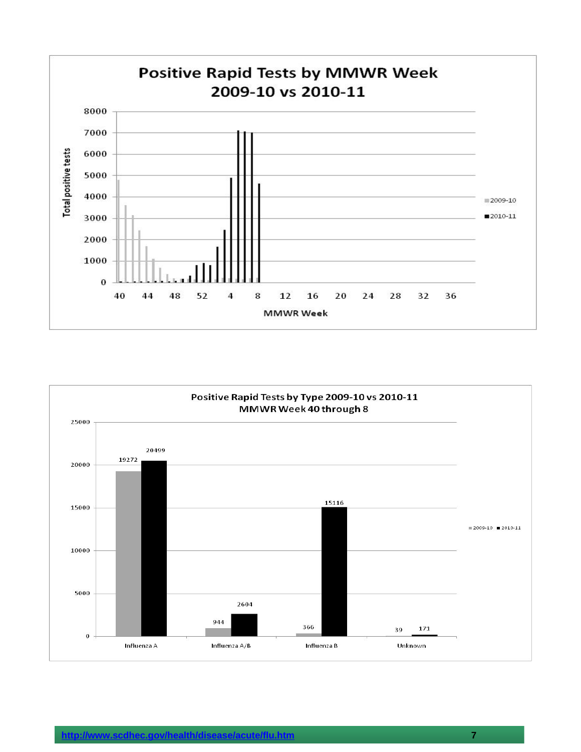## Positive Rapid Tests by MMWR Week 2009-10 vs 2010-11

Total positive tests (y-axis: 0–8000); MMWR Week (x-axis: 40, 44, 48, 52, 4, 8, 12, 16, 20, 24, 28, 32, 36)

Legend: 2009-10, 2010-11

## Positive Rapid Tests by Type 2009-10 vs 2010-11 MMWR Week 40 through 8

| Type | 2009-10 | 2010-11 |
|---|---|---|
| Influenza A | 19272 | 20499 |
| Influenza A/B | 944 | 2604 |
| Influenza B | 366 | 15116 |
| Unknown | 39 | 171 |

http://www.scdhec.gov/health/disease/acute/flu.htm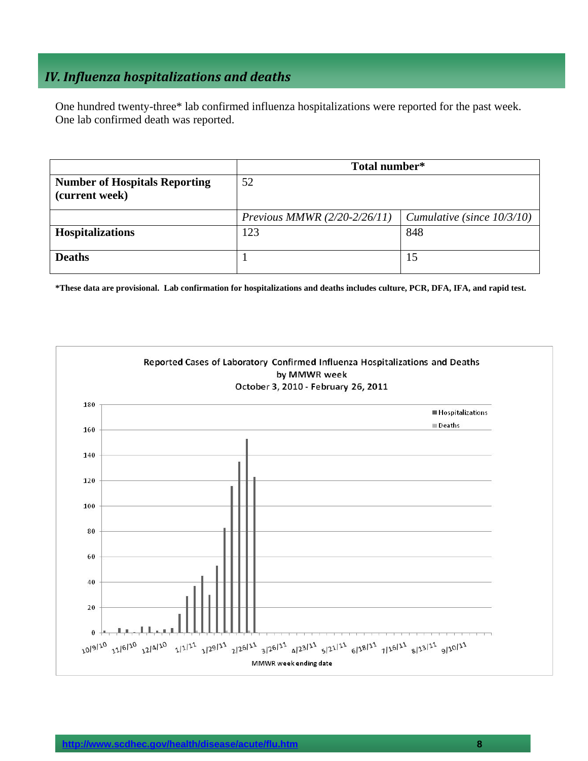## *IV. Influenza hospitalizations and deaths*

One hundred twenty-three* lab confirmed influenza hospitalizations were reported for the past week. One lab confirmed death was reported.

| | Total number* | |
|---|---|---|
| **Number of Hospitals Reporting (current week)** | 52 | |
| | *Previous MMWR (2/20-2/26/11)* | *Cumulative (since 10/3/10)* |
| **Hospitalizations** | 123 | 848 |
| **Deaths** | 1 | 15 |

**\*These data are provisional. Lab confirmation for hospitalizations and deaths includes culture, PCR, DFA, IFA, and rapid test.**

Reported Cases of Laboratory Confirmed Influenza Hospitalizations and Deaths by MMWR week October 3, 2010 - February 26, 2011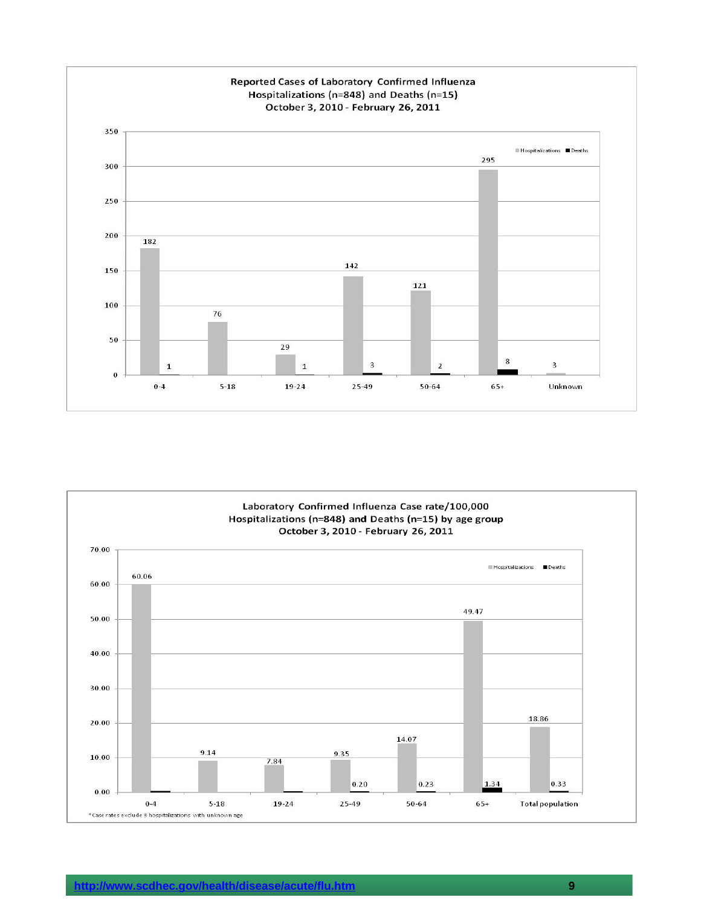**Reported Cases of Laboratory Confirmed Influenza Hospitalizations (n=848) and Deaths (n=15) October 3, 2010 - February 26, 2011**

| Age group | Hospitalizations | Deaths |
| --- | --- | --- |
| 0-4 | 182 | 1 |
| 5-18 | 76 | |
| 19-24 | 29 | 1 |
| 25-49 | 142 | 3 |
| 50-64 | 121 | 2 |
| 65+ | 295 | 8 |
| Unknown | 3 | |

**Laboratory Confirmed Influenza Case rate/100,000 Hospitalizations (n=848) and Deaths (n=15) by age group October 3, 2010 - February 26, 2011**

| Age group | Hospitalizations | Deaths |
| --- | --- | --- |
| 0-4 | 60.06 | |
| 5-18 | 9.14 | |
| 19-24 | 7.84 | |
| 25-49 | 9.35 | 0.20 |
| 50-64 | 14.07 | 0.23 |
| 65+ | 49.47 | 1.34 |
| Total population | 18.86 | 0.33 |

*Case rates exclude 3 hospitalizations with unknown age

http://www.scdhec.gov/health/disease/acute/flu.htm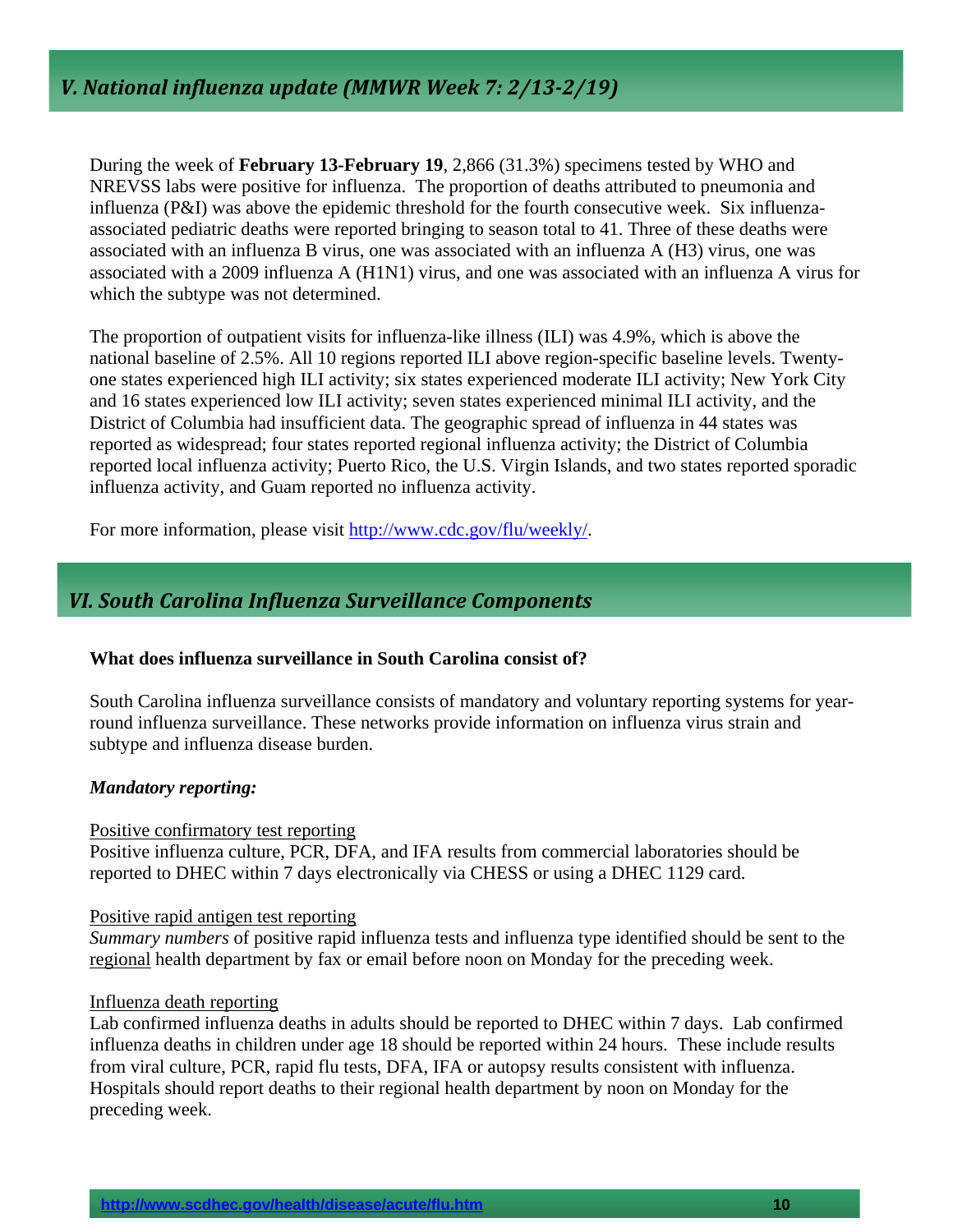## *V. National influenza update (MMWR Week 7: 2/13-2/19)*

During the week of **February 13-February 19**, 2,866 (31.3%) specimens tested by WHO and NREVSS labs were positive for influenza. The proportion of deaths attributed to pneumonia and influenza (P&I) was above the epidemic threshold for the fourth consecutive week. Six influenza-associated pediatric deaths were reported bringing to season total to 41. Three of these deaths were associated with an influenza B virus, one was associated with an influenza A (H3) virus, one was associated with a 2009 influenza A (H1N1) virus, and one was associated with an influenza A virus for which the subtype was not determined.

The proportion of outpatient visits for influenza-like illness (ILI) was 4.9%, which is above the national baseline of 2.5%. All 10 regions reported ILI above region-specific baseline levels. Twenty-one states experienced high ILI activity; six states experienced moderate ILI activity; New York City and 16 states experienced low ILI activity; seven states experienced minimal ILI activity, and the District of Columbia had insufficient data. The geographic spread of influenza in 44 states was reported as widespread; four states reported regional influenza activity; the District of Columbia reported local influenza activity; Puerto Rico, the U.S. Virgin Islands, and two states reported sporadic influenza activity, and Guam reported no influenza activity.

For more information, please visit http://www.cdc.gov/flu/weekly/.

## *VI. South Carolina Influenza Surveillance Components*

**What does influenza surveillance in South Carolina consist of?**

South Carolina influenza surveillance consists of mandatory and voluntary reporting systems for year-round influenza surveillance. These networks provide information on influenza virus strain and subtype and influenza disease burden.

***Mandatory reporting:***

<u>Positive confirmatory test reporting</u>
Positive influenza culture, PCR, DFA, and IFA results from commercial laboratories should be reported to DHEC within 7 days electronically via CHESS or using a DHEC 1129 card.

<u>Positive rapid antigen test reporting</u>
*Summary numbers* of positive rapid influenza tests and influenza type identified should be sent to the <u>regional</u> health department by fax or email before noon on Monday for the preceding week.

<u>Influenza death reporting</u>
Lab confirmed influenza deaths in adults should be reported to DHEC within 7 days. Lab confirmed influenza deaths in children under age 18 should be reported within 24 hours. These include results from viral culture, PCR, rapid flu tests, DFA, IFA or autopsy results consistent with influenza. Hospitals should report deaths to their regional health department by noon on Monday for the preceding week.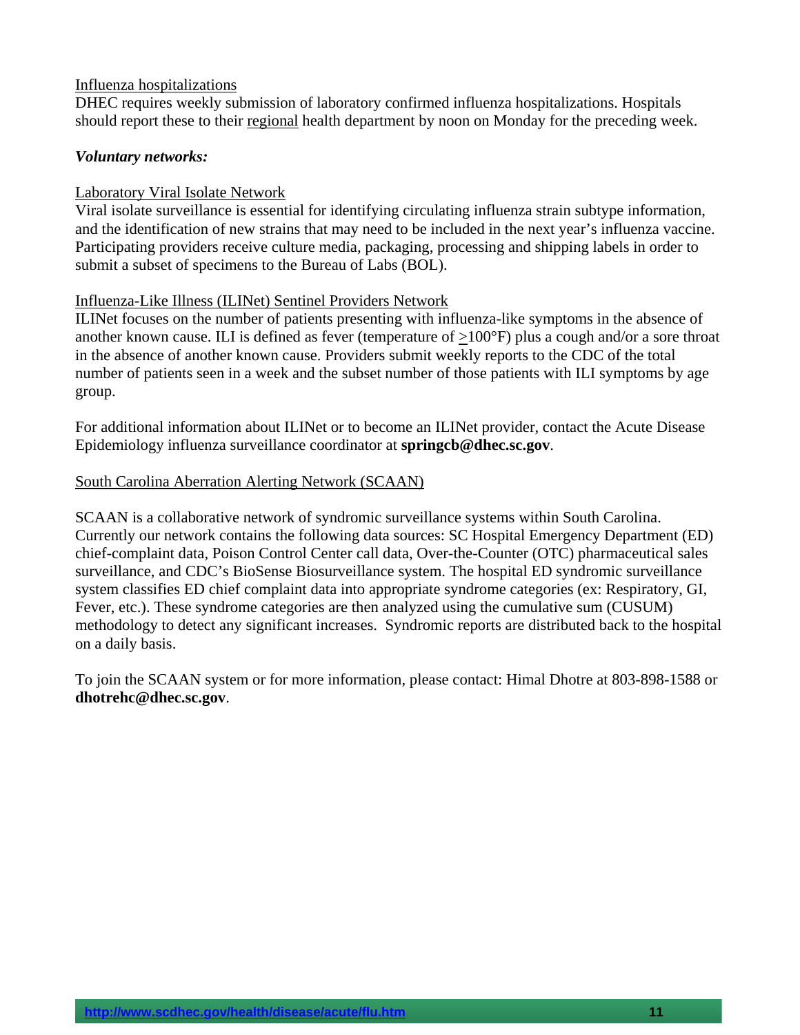Influenza hospitalizations

DHEC requires weekly submission of laboratory confirmed influenza hospitalizations. Hospitals should report these to their regional health department by noon on Monday for the preceding week.

***Voluntary networks:***

Laboratory Viral Isolate Network

Viral isolate surveillance is essential for identifying circulating influenza strain subtype information, and the identification of new strains that may need to be included in the next year's influenza vaccine. Participating providers receive culture media, packaging, processing and shipping labels in order to submit a subset of specimens to the Bureau of Labs (BOL).

Influenza-Like Illness (ILINet) Sentinel Providers Network

ILINet focuses on the number of patients presenting with influenza-like symptoms in the absence of another known cause. ILI is defined as fever (temperature of ≥100°F) plus a cough and/or a sore throat in the absence of another known cause. Providers submit weekly reports to the CDC of the total number of patients seen in a week and the subset number of those patients with ILI symptoms by age group.

For additional information about ILINet or to become an ILINet provider, contact the Acute Disease Epidemiology influenza surveillance coordinator at **springcb@dhec.sc.gov**.

South Carolina Aberration Alerting Network (SCAAN)

SCAAN is a collaborative network of syndromic surveillance systems within South Carolina. Currently our network contains the following data sources: SC Hospital Emergency Department (ED) chief-complaint data, Poison Control Center call data, Over-the-Counter (OTC) pharmaceutical sales surveillance, and CDC's BioSense Biosurveillance system. The hospital ED syndromic surveillance system classifies ED chief complaint data into appropriate syndrome categories (ex: Respiratory, GI, Fever, etc.). These syndrome categories are then analyzed using the cumulative sum (CUSUM) methodology to detect any significant increases. Syndromic reports are distributed back to the hospital on a daily basis.

To join the SCAAN system or for more information, please contact: Himal Dhotre at 803-898-1588 or **dhotrehc@dhec.sc.gov**.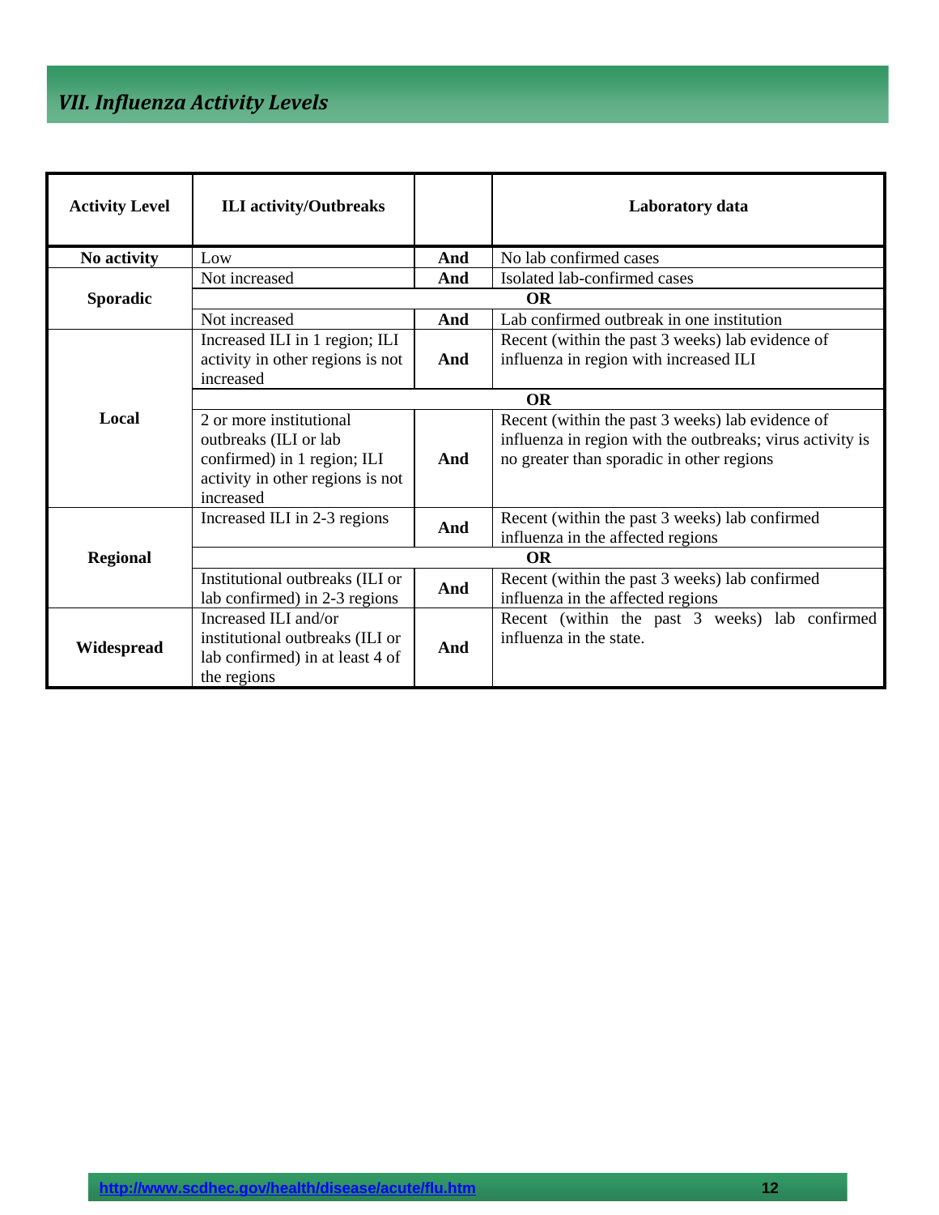## *VII. Influenza Activity Levels*

| Activity Level | ILI activity/Outbreaks | | Laboratory data |
|---|---|---|---|
| **No activity** | Low | **And** | No lab confirmed cases |
| **Sporadic** | Not increased | **And** | Isolated lab-confirmed cases |
| | | **OR** | |
| | Not increased | **And** | Lab confirmed outbreak in one institution |
| **Local** | Increased ILI in 1 region; ILI activity in other regions is not increased | **And** | Recent (within the past 3 weeks) lab evidence of influenza in region with increased ILI |
| | | **OR** | |
| | 2 or more institutional outbreaks (ILI or lab confirmed) in 1 region; ILI activity in other regions is not increased | **And** | Recent (within the past 3 weeks) lab evidence of influenza in region with the outbreaks; virus activity is no greater than sporadic in other regions |
| **Regional** | Increased ILI in 2-3 regions | **And** | Recent (within the past 3 weeks) lab confirmed influenza in the affected regions |
| | | **OR** | |
| | Institutional outbreaks (ILI or lab confirmed) in 2-3 regions | **And** | Recent (within the past 3 weeks) lab confirmed influenza in the affected regions |
| **Widespread** | Increased ILI and/or institutional outbreaks (ILI or lab confirmed) in at least 4 of the regions | **And** | Recent (within the past 3 weeks) lab confirmed influenza in the state. |